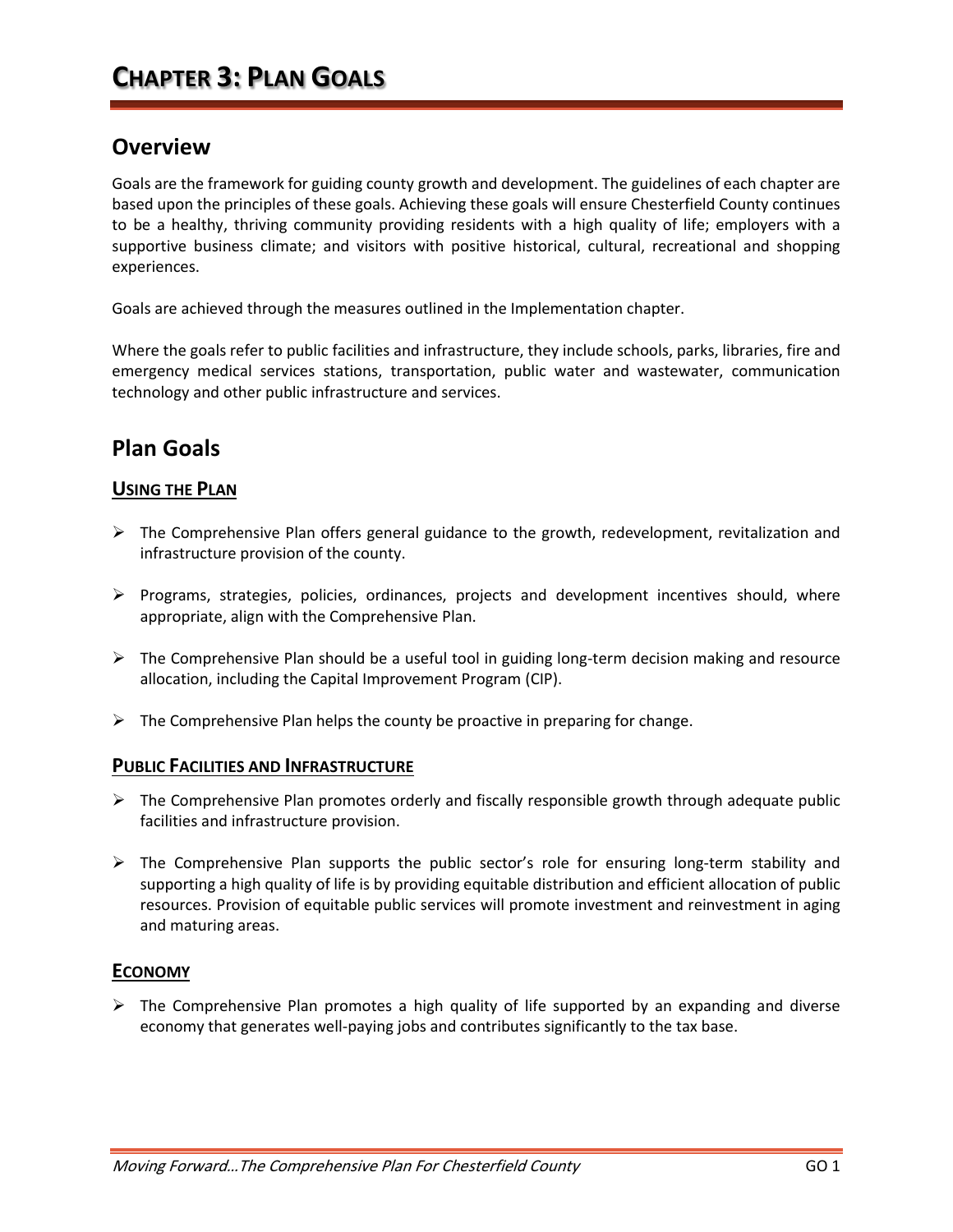# CHAPTER 3: PLAN GOALS

## Overview

Goals are the framework for guiding county growth and development. The guidelines of each chapter are based upon the principles of these goals. Achieving these goals will ensure Chesterfield County continues to be a healthy, thriving community providing residents with a high quality of life; employers with a supportive business climate; and visitors with positive historical, cultural, recreational and shopping experiences.

Goals are achieved through the measures outlined in the Implementation chapter.

Where the goals refer to public facilities and infrastructure, they include schools, parks, libraries, fire and emergency medical services stations, transportation, public water and wastewater, communication technology and other public infrastructure and services.

## Plan Goals

### USING THE PLAN

- The Comprehensive Plan offers general guidance to the growth, redevelopment, revitalization and infrastructure provision of the county.
- Programs, strategies, policies, ordinances, projects and development incentives should, where appropriate, align with the Comprehensive Plan.
- The Comprehensive Plan should be a useful tool in guiding long-term decision making and resource allocation, including the Capital Improvement Program (CIP).
- The Comprehensive Plan helps the county be proactive in preparing for change.

### PUBLIC FACILITIES AND INFRASTRUCTURE

- The Comprehensive Plan promotes orderly and fiscally responsible growth through adequate public facilities and infrastructure provision.
- The Comprehensive Plan supports the public sector's role for ensuring long-term stability and supporting a high quality of life is by providing equitable distribution and efficient allocation of public resources. Provision of equitable public services will promote investment and reinvestment in aging and maturing areas.

### ECONOMY

- The Comprehensive Plan promotes a high quality of life supported by an expanding and diverse economy that generates well-paying jobs and contributes significantly to the tax base.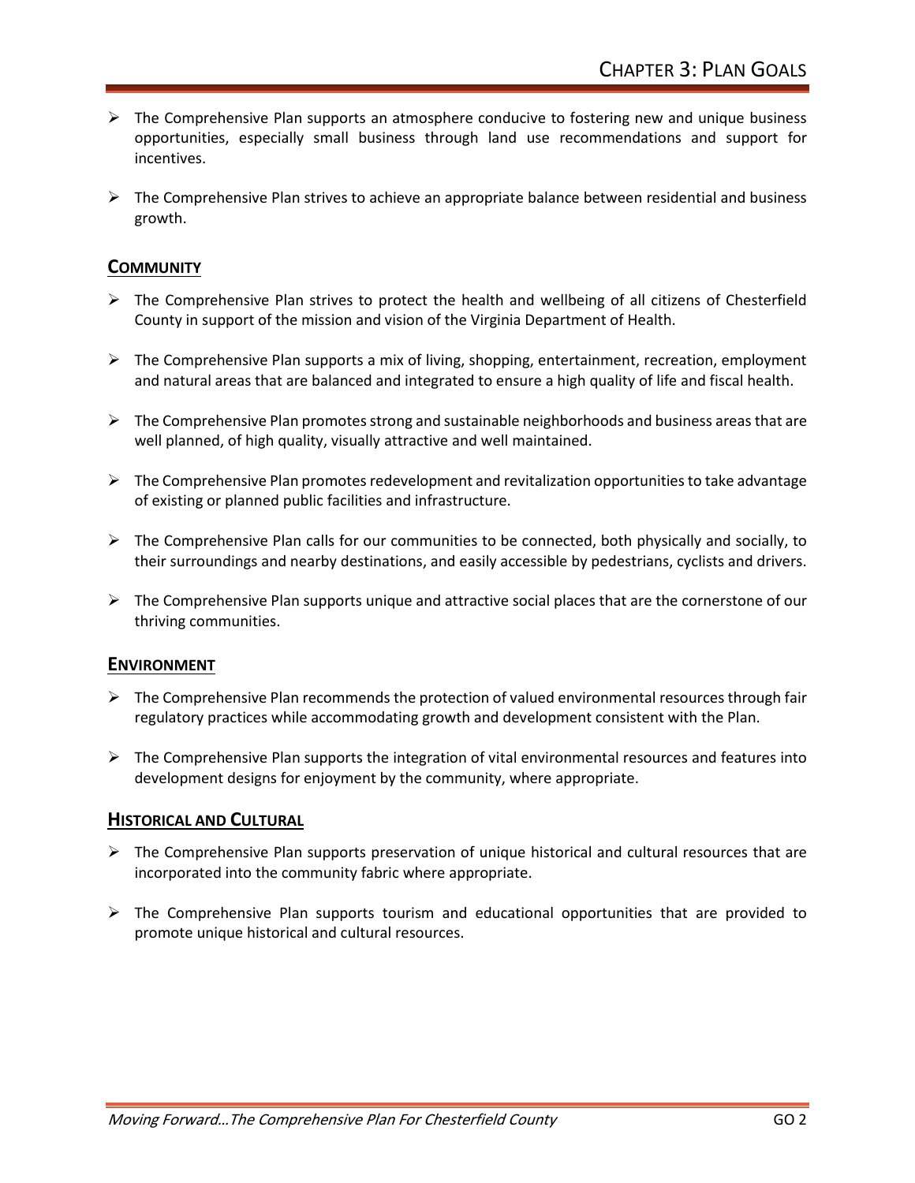- The Comprehensive Plan supports an atmosphere conducive to fostering new and unique business opportunities, especially small business through land use recommendations and support for incentives.
- The Comprehensive Plan strives to achieve an appropriate balance between residential and business growth.

## COMMUNITY

- The Comprehensive Plan strives to protect the health and wellbeing of all citizens of Chesterfield County in support of the mission and vision of the Virginia Department of Health.
- The Comprehensive Plan supports a mix of living, shopping, entertainment, recreation, employment and natural areas that are balanced and integrated to ensure a high quality of life and fiscal health.
- The Comprehensive Plan promotes strong and sustainable neighborhoods and business areas that are well planned, of high quality, visually attractive and well maintained.
- The Comprehensive Plan promotes redevelopment and revitalization opportunities to take advantage of existing or planned public facilities and infrastructure.
- The Comprehensive Plan calls for our communities to be connected, both physically and socially, to their surroundings and nearby destinations, and easily accessible by pedestrians, cyclists and drivers.
- The Comprehensive Plan supports unique and attractive social places that are the cornerstone of our thriving communities.

## ENVIRONMENT

- The Comprehensive Plan recommends the protection of valued environmental resources through fair regulatory practices while accommodating growth and development consistent with the Plan.
- The Comprehensive Plan supports the integration of vital environmental resources and features into development designs for enjoyment by the community, where appropriate.

## HISTORICAL AND CULTURAL

- The Comprehensive Plan supports preservation of unique historical and cultural resources that are incorporated into the community fabric where appropriate.
- The Comprehensive Plan supports tourism and educational opportunities that are provided to promote unique historical and cultural resources.